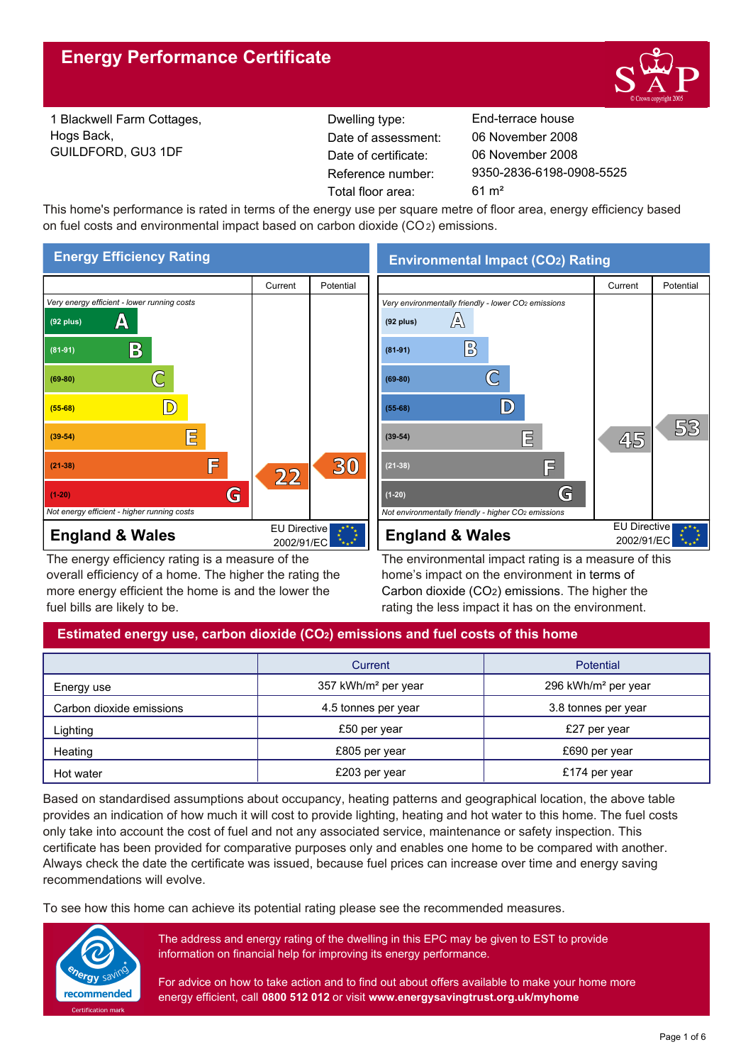# Energy Performance Certificate

1 Blackwell Farm Cottages,
Hogs Back,
GUILDFORD, GU3 1DF

| | |
|---|---|
| Dwelling type: | End-terrace house |
| Date of assessment: | 06 November 2008 |
| Date of certificate: | 06 November 2008 |
| Reference number: | 9350-2836-6198-0908-5525 |
| Total floor area: | 61 m² |

This home's performance is rated in terms of the energy use per square metre of floor area, energy efficiency based on fuel costs and environmental impact based on carbon dioxide ($CO_2$) emissions.

## Energy Efficiency Rating

| | Current | Potential |
|---|---|---|
| *Very energy efficient - lower running costs* | | |
| (92 plus) A | | |
| (81-91) B | | |
| (69-80) C | | |
| (55-68) D | | |
| (39-54) E | | |
| (21-38) F | 22 | 30 |
| (1-20) G | | |
| *Not energy efficient - higher running costs* | | |

**England & Wales** — EU Directive 2002/91/EC

The energy efficiency rating is a measure of the overall efficiency of a home. The higher the rating the more energy efficient the home is and the lower the fuel bills are likely to be.

## Environmental Impact ($CO_2$) Rating

| | Current | Potential |
|---|---|---|
| *Very environmentally friendly - lower $CO_2$ emissions* | | |
| (92 plus) A | | |
| (81-91) B | | |
| (69-80) C | | |
| (55-68) D | | |
| (39-54) E | 45 | 53 |
| (21-38) F | | |
| (1-20) G | | |
| *Not environmentally friendly - higher $CO_2$ emissions* | | |

**England & Wales** — EU Directive 2002/91/EC

The environmental impact rating is a measure of this home's impact on the environment in terms of Carbon dioxide ($CO_2$) emissions. The higher the rating the less impact it has on the environment.

## Estimated energy use, carbon dioxide ($CO_2$) emissions and fuel costs of this home

| | Current | Potential |
|---|---|---|
| Energy use | 357 kWh/m² per year | 296 kWh/m² per year |
| Carbon dioxide emissions | 4.5 tonnes per year | 3.8 tonnes per year |
| Lighting | £50 per year | £27 per year |
| Heating | £805 per year | £690 per year |
| Hot water | £203 per year | £174 per year |

Based on standardised assumptions about occupancy, heating patterns and geographical location, the above table provides an indication of how much it will cost to provide lighting, heating and hot water to this home. The fuel costs only take into account the cost of fuel and not any associated service, maintenance or safety inspection. This certificate has been provided for comparative purposes only and enables one home to be compared with another. Always check the date the certificate was issued, because fuel prices can increase over time and energy saving recommendations will evolve.

To see how this home can achieve its potential rating please see the recommended measures.

energy saving recommended — Certification mark

The address and energy rating of the dwelling in this EPC may be given to EST to provide information on financial help for improving its energy performance.

For advice on how to take action and to find out about offers available to make your home more energy efficient, call **0800 512 012** or visit **www.energysavingtrust.org.uk/myhome**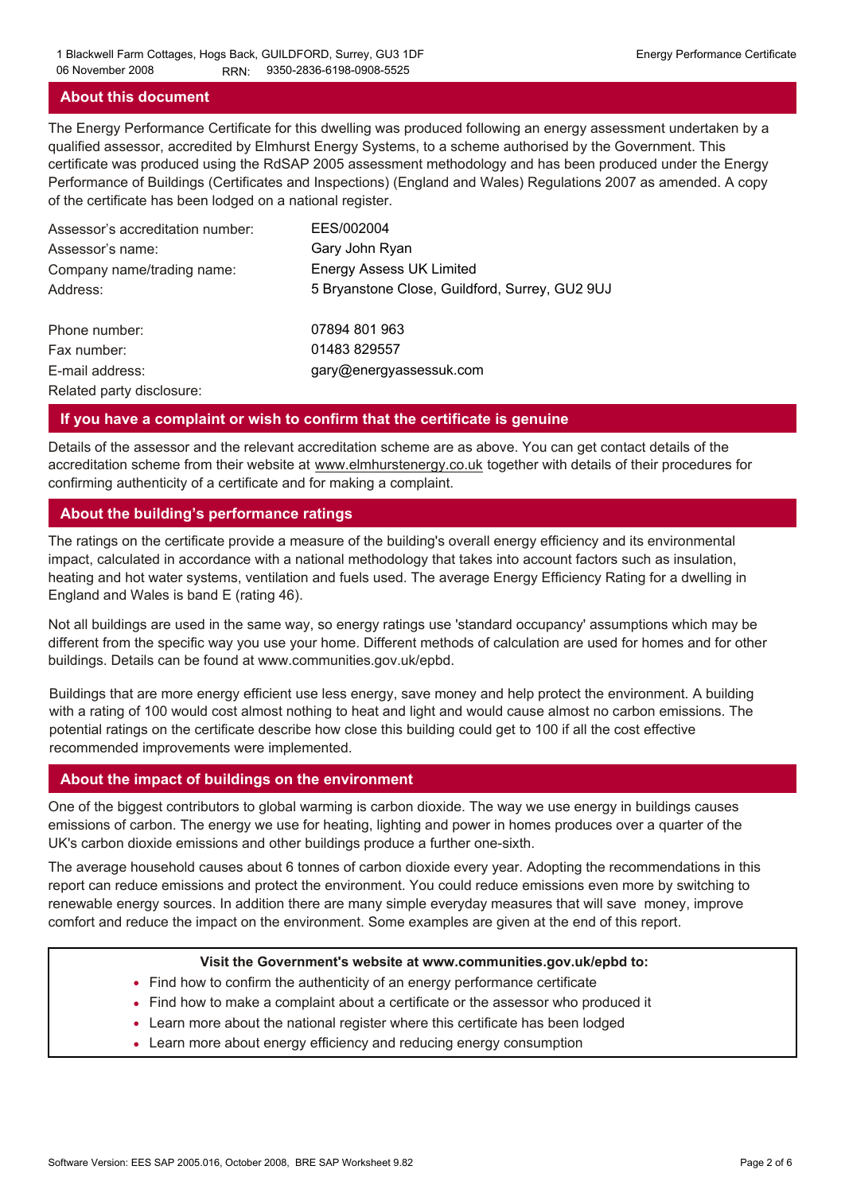## About this document

The Energy Performance Certificate for this dwelling was produced following an energy assessment undertaken by a qualified assessor, accredited by Elmhurst Energy Systems, to a scheme authorised by the Government. This certificate was produced using the RdSAP 2005 assessment methodology and has been produced under the Energy Performance of Buildings (Certificates and Inspections) (England and Wales) Regulations 2007 as amended. A copy of the certificate has been lodged on a national register.

| | |
|---|---|
| Assessor's accreditation number: | EES/002004 |
| Assessor's name: | Gary John Ryan |
| Company name/trading name: | Energy Assess UK Limited |
| Address: | 5 Bryanstone Close, Guildford, Surrey, GU2 9UJ |
| Phone number: | 07894 801 963 |
| Fax number: | 01483 829557 |
| E-mail address: | gary@energyassessuk.com |
| Related party disclosure: | |

## If you have a complaint or wish to confirm that the certificate is genuine

Details of the assessor and the relevant accreditation scheme are as above. You can get contact details of the accreditation scheme from their website at www.elmhurstenergy.co.uk together with details of their procedures for confirming authenticity of a certificate and for making a complaint.

## About the building's performance ratings

The ratings on the certificate provide a measure of the building's overall energy efficiency and its environmental impact, calculated in accordance with a national methodology that takes into account factors such as insulation, heating and hot water systems, ventilation and fuels used. The average Energy Efficiency Rating for a dwelling in England and Wales is band E (rating 46).

Not all buildings are used in the same way, so energy ratings use 'standard occupancy' assumptions which may be different from the specific way you use your home. Different methods of calculation are used for homes and for other buildings. Details can be found at www.communities.gov.uk/epbd.

Buildings that are more energy efficient use less energy, save money and help protect the environment. A building with a rating of 100 would cost almost nothing to heat and light and would cause almost no carbon emissions. The potential ratings on the certificate describe how close this building could get to 100 if all the cost effective recommended improvements were implemented.

## About the impact of buildings on the environment

One of the biggest contributors to global warming is carbon dioxide. The way we use energy in buildings causes emissions of carbon. The energy we use for heating, lighting and power in homes produces over a quarter of the UK's carbon dioxide emissions and other buildings produce a further one-sixth.

The average household causes about 6 tonnes of carbon dioxide every year. Adopting the recommendations in this report can reduce emissions and protect the environment. You could reduce emissions even more by switching to renewable energy sources. In addition there are many simple everyday measures that will save money, improve comfort and reduce the impact on the environment. Some examples are given at the end of this report.

**Visit the Government's website at www.communities.gov.uk/epbd to:**

- Find how to confirm the authenticity of an energy performance certificate
- Find how to make a complaint about a certificate or the assessor who produced it
- Learn more about the national register where this certificate has been lodged
- Learn more about energy efficiency and reducing energy consumption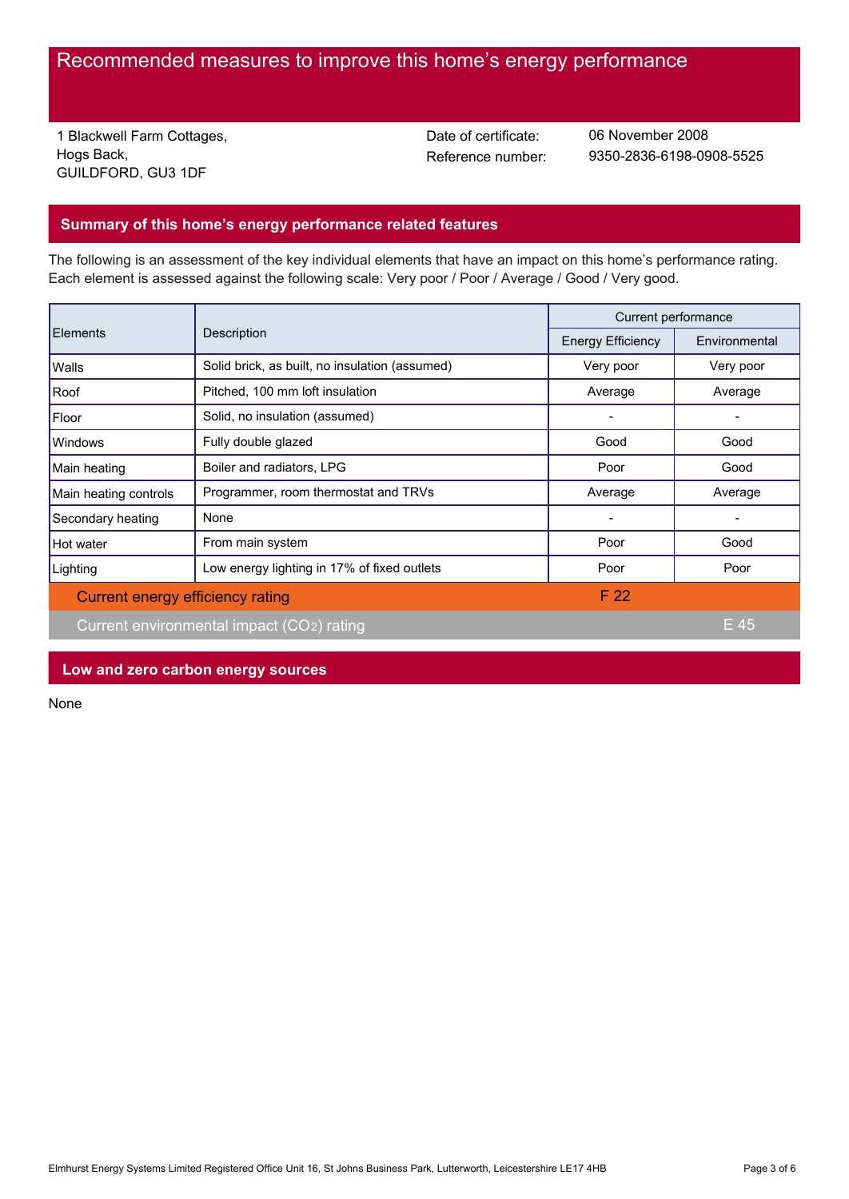# Recommended measures to improve this home's energy performance

1 Blackwell Farm Cottages,
Hogs Back,
GUILDFORD, GU3 1DF

Date of certificate: 06 November 2008
Reference number: 9350-2836-6198-0908-5525

## Summary of this home's energy performance related features

The following is an assessment of the key individual elements that have an impact on this home's performance rating. Each element is assessed against the following scale: Very poor / Poor / Average / Good / Very good.

| Elements | Description | Current performance | |
|---|---|---|---|
| | | Energy Efficiency | Environmental |
| Walls | Solid brick, as built, no insulation (assumed) | Very poor | Very poor |
| Roof | Pitched, 100 mm loft insulation | Average | Average |
| Floor | Solid, no insulation (assumed) | - | - |
| Windows | Fully double glazed | Good | Good |
| Main heating | Boiler and radiators, LPG | Poor | Good |
| Main heating controls | Programmer, room thermostat and TRVs | Average | Average |
| Secondary heating | None | - | - |
| Hot water | From main system | Poor | Good |
| Lighting | Low energy lighting in 17% of fixed outlets | Poor | Poor |
| Current energy efficiency rating | | F 22 | |
| Current environmental impact ($CO_2$) rating | | | E 45 |

## Low and zero carbon energy sources

None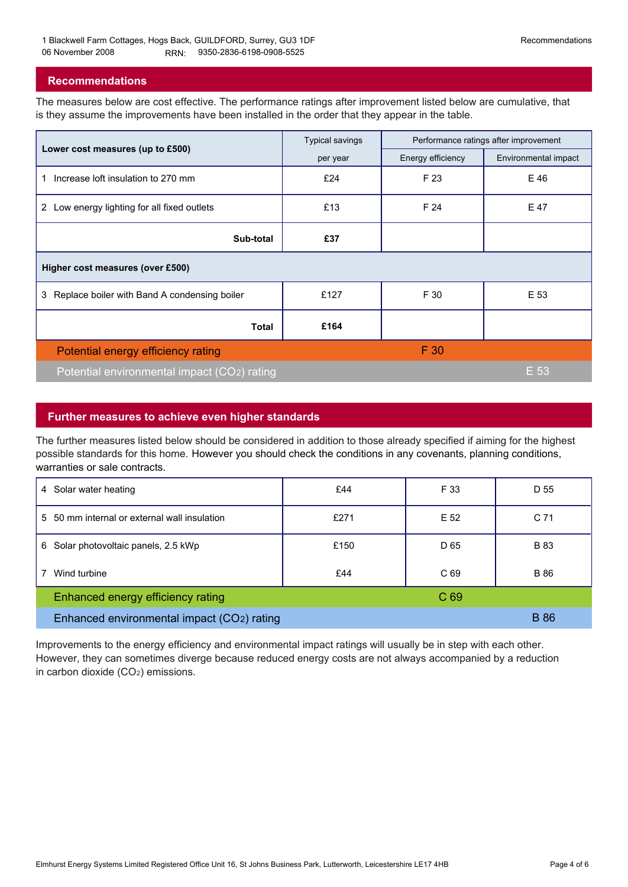1 Blackwell Farm Cottages, Hogs Back, GUILDFORD, Surrey, GU3 1DF
06 November 2008 RRN: 9350-2836-6198-0908-5525

## Recommendations

The measures below are cost effective. The performance ratings after improvement listed below are cumulative, that is they assume the improvements have been installed in the order that they appear in the table.

| Lower cost measures (up to £500) | Typical savings per year | Performance ratings after improvement | |
|---|---|---|---|
| | | Energy efficiency | Environmental impact |
| 1 Increase loft insulation to 270 mm | £24 | F 23 | E 46 |
| 2 Low energy lighting for all fixed outlets | £13 | F 24 | E 47 |
| **Sub-total** | **£37** | | |
| **Higher cost measures (over £500)** | | | |
| 3 Replace boiler with Band A condensing boiler | £127 | F 30 | E 53 |
| **Total** | **£164** | | |
| Potential energy efficiency rating | | F 30 | |
| Potential environmental impact ($CO_2$) rating | | | E 53 |

## Further measures to achieve even higher standards

The further measures listed below should be considered in addition to those already specified if aiming for the highest possible standards for this home. However you should check the conditions in any covenants, planning conditions, warranties or sale contracts.

| Measure | Typical savings per year | Energy efficiency | Environmental impact |
|---|---|---|---|
| 4 Solar water heating | £44 | F 33 | D 55 |
| 5 50 mm internal or external wall insulation | £271 | E 52 | C 71 |
| 6 Solar photovoltaic panels, 2.5 kWp | £150 | D 65 | B 83 |
| 7 Wind turbine | £44 | C 69 | B 86 |
| Enhanced energy efficiency rating | | C 69 | |
| Enhanced environmental impact ($CO_2$) rating | | | B 86 |

Improvements to the energy efficiency and environmental impact ratings will usually be in step with each other. However, they can sometimes diverge because reduced energy costs are not always accompanied by a reduction in carbon dioxide ($CO_2$) emissions.

Elmhurst Energy Systems Limited Registered Office Unit 16, St Johns Business Park, Lutterworth, Leicestershire LE17 4HB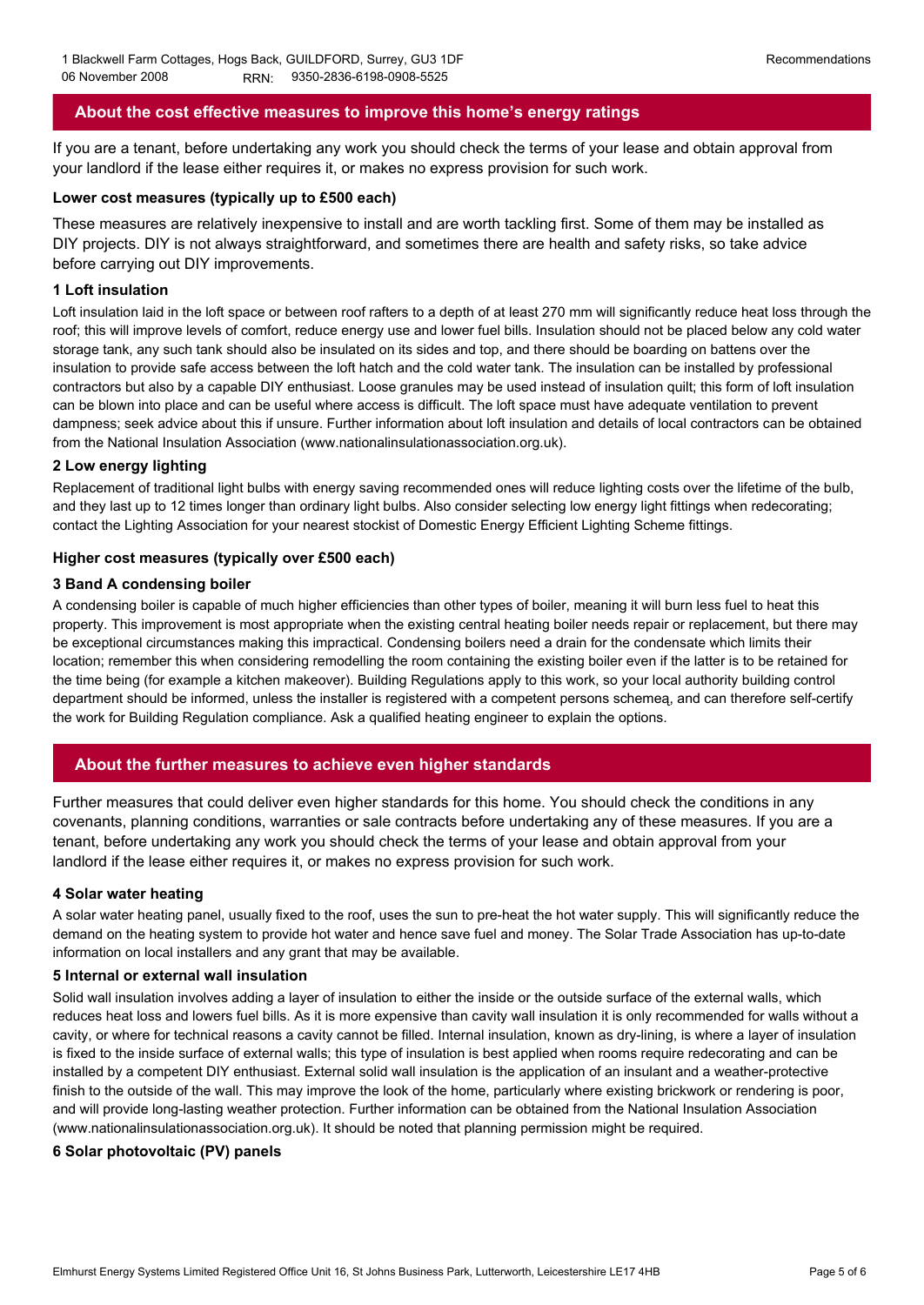## About the cost effective measures to improve this home's energy ratings

If you are a tenant, before undertaking any work you should check the terms of your lease and obtain approval from your landlord if the lease either requires it, or makes no express provision for such work.

### Lower cost measures (typically up to £500 each)

These measures are relatively inexpensive to install and are worth tackling first. Some of them may be installed as DIY projects. DIY is not always straightforward, and sometimes there are health and safety risks, so take advice before carrying out DIY improvements.

#### 1 Loft insulation

Loft insulation laid in the loft space or between roof rafters to a depth of at least 270 mm will significantly reduce heat loss through the roof; this will improve levels of comfort, reduce energy use and lower fuel bills. Insulation should not be placed below any cold water storage tank, any such tank should also be insulated on its sides and top, and there should be boarding on battens over the insulation to provide safe access between the loft hatch and the cold water tank. The insulation can be installed by professional contractors but also by a capable DIY enthusiast. Loose granules may be used instead of insulation quilt; this form of loft insulation can be blown into place and can be useful where access is difficult. The loft space must have adequate ventilation to prevent dampness; seek advice about this if unsure. Further information about loft insulation and details of local contractors can be obtained from the National Insulation Association (www.nationalinsulationassociation.org.uk).

#### 2 Low energy lighting

Replacement of traditional light bulbs with energy saving recommended ones will reduce lighting costs over the lifetime of the bulb, and they last up to 12 times longer than ordinary light bulbs. Also consider selecting low energy light fittings when redecorating; contact the Lighting Association for your nearest stockist of Domestic Energy Efficient Lighting Scheme fittings.

### Higher cost measures (typically over £500 each)

#### 3 Band A condensing boiler

A condensing boiler is capable of much higher efficiencies than other types of boiler, meaning it will burn less fuel to heat this property. This improvement is most appropriate when the existing central heating boiler needs repair or replacement, but there may be exceptional circumstances making this impractical. Condensing boilers need a drain for the condensate which limits their location; remember this when considering remodelling the room containing the existing boiler even if the latter is to be retained for the time being (for example a kitchen makeover). Building Regulations apply to this work, so your local authority building control department should be informed, unless the installer is registered with a competent persons schemeą, and can therefore self-certify the work for Building Regulation compliance. Ask a qualified heating engineer to explain the options.

## About the further measures to achieve even higher standards

Further measures that could deliver even higher standards for this home. You should check the conditions in any covenants, planning conditions, warranties or sale contracts before undertaking any of these measures. If you are a tenant, before undertaking any work you should check the terms of your lease and obtain approval from your landlord if the lease either requires it, or makes no express provision for such work.

#### 4 Solar water heating

A solar water heating panel, usually fixed to the roof, uses the sun to pre-heat the hot water supply. This will significantly reduce the demand on the heating system to provide hot water and hence save fuel and money. The Solar Trade Association has up-to-date information on local installers and any grant that may be available.

#### 5 Internal or external wall insulation

Solid wall insulation involves adding a layer of insulation to either the inside or the outside surface of the external walls, which reduces heat loss and lowers fuel bills. As it is more expensive than cavity wall insulation it is only recommended for walls without a cavity, or where for technical reasons a cavity cannot be filled. Internal insulation, known as dry-lining, is where a layer of insulation is fixed to the inside surface of external walls; this type of insulation is best applied when rooms require redecorating and can be installed by a competent DIY enthusiast. External solid wall insulation is the application of an insulant and a weather-protective finish to the outside of the wall. This may improve the look of the home, particularly where existing brickwork or rendering is poor, and will provide long-lasting weather protection. Further information can be obtained from the National Insulation Association (www.nationalinsulationassociation.org.uk). It should be noted that planning permission might be required.

#### 6 Solar photovoltaic (PV) panels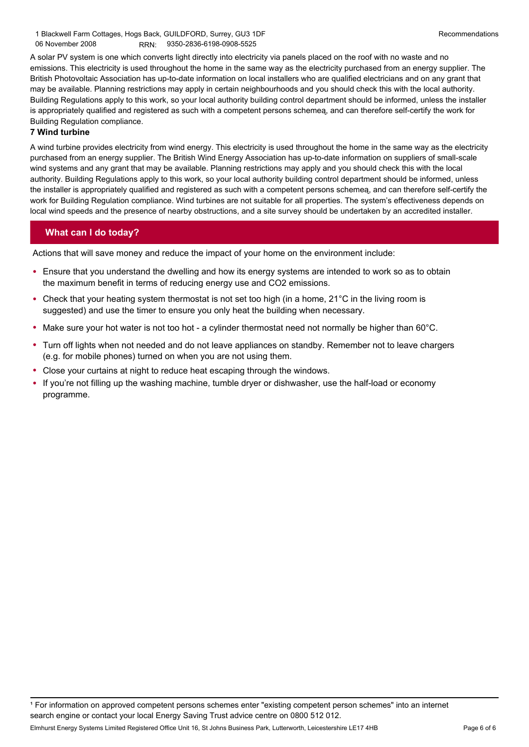A solar PV system is one which converts light directly into electricity via panels placed on the roof with no waste and no emissions. This electricity is used throughout the home in the same way as the electricity purchased from an energy supplier. The British Photovoltaic Association has up-to-date information on local installers who are qualified electricians and on any grant that may be available. Planning restrictions may apply in certain neighbourhoods and you should check this with the local authority. Building Regulations apply to this work, so your local authority building control department should be informed, unless the installer is appropriately qualified and registered as such with a competent persons scheme[1], and can therefore self-certify the work for Building Regulation compliance.

**7 Wind turbine**

A wind turbine provides electricity from wind energy. This electricity is used throughout the home in the same way as the electricity purchased from an energy supplier. The British Wind Energy Association has up-to-date information on suppliers of small-scale wind systems and any grant that may be available. Planning restrictions may apply and you should check this with the local authority. Building Regulations apply to this work, so your local authority building control department should be informed, unless the installer is appropriately qualified and registered as such with a competent persons scheme[1], and can therefore self-certify the work for Building Regulation compliance. Wind turbines are not suitable for all properties. The system's effectiveness depends on local wind speeds and the presence of nearby obstructions, and a site survey should be undertaken by an accredited installer.

## What can I do today?

Actions that will save money and reduce the impact of your home on the environment include:

- Ensure that you understand the dwelling and how its energy systems are intended to work so as to obtain the maximum benefit in terms of reducing energy use and $CO_2$ emissions.
- Check that your heating system thermostat is not set too high (in a home, 21°C in the living room is suggested) and use the timer to ensure you only heat the building when necessary.
- Make sure your hot water is not too hot - a cylinder thermostat need not normally be higher than 60°C.
- Turn off lights when not needed and do not leave appliances on standby. Remember not to leave chargers (e.g. for mobile phones) turned on when you are not using them.
- Close your curtains at night to reduce heat escaping through the windows.
- If you're not filling up the washing machine, tumble dryer or dishwasher, use the half-load or economy programme.

---

[1] For information on approved competent persons schemes enter "existing competent person schemes" into an internet search engine or contact your local Energy Saving Trust advice centre on 0800 512 012.